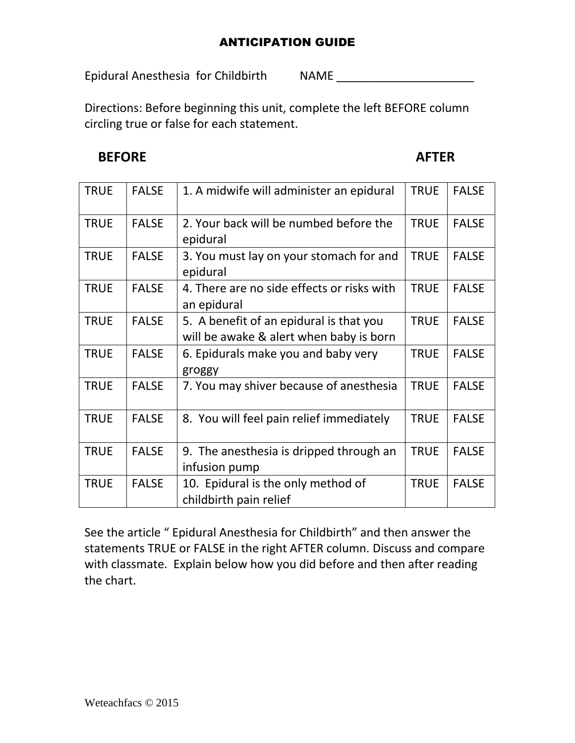# ANTICIPATION GUIDE

Epidural Anesthesia for Childbirth NAME ______________________

Directions: Before beginning this unit, complete the left BEFORE column circling true or false for each statement.

| BEFORE | | | AFTER | |
|---|---|---|---|---|
| TRUE | FALSE | 1. A midwife will administer an epidural | TRUE | FALSE |
| TRUE | FALSE | 2. Your back will be numbed before the epidural | TRUE | FALSE |
| TRUE | FALSE | 3. You must lay on your stomach for and epidural | TRUE | FALSE |
| TRUE | FALSE | 4. There are no side effects or risks with an epidural | TRUE | FALSE |
| TRUE | FALSE | 5. A benefit of an epidural is that you will be awake & alert when baby is born | TRUE | FALSE |
| TRUE | FALSE | 6. Epidurals make you and baby very groggy | TRUE | FALSE |
| TRUE | FALSE | 7. You may shiver because of anesthesia | TRUE | FALSE |
| TRUE | FALSE | 8. You will feel pain relief immediately | TRUE | FALSE |
| TRUE | FALSE | 9. The anesthesia is dripped through an infusion pump | TRUE | FALSE |
| TRUE | FALSE | 10. Epidural is the only method of childbirth pain relief | TRUE | FALSE |

See the article " Epidural Anesthesia for Childbirth" and then answer the statements TRUE or FALSE in the right AFTER column. Discuss and compare with classmate. Explain below how you did before and then after reading the chart.

Weteachfacs © 2015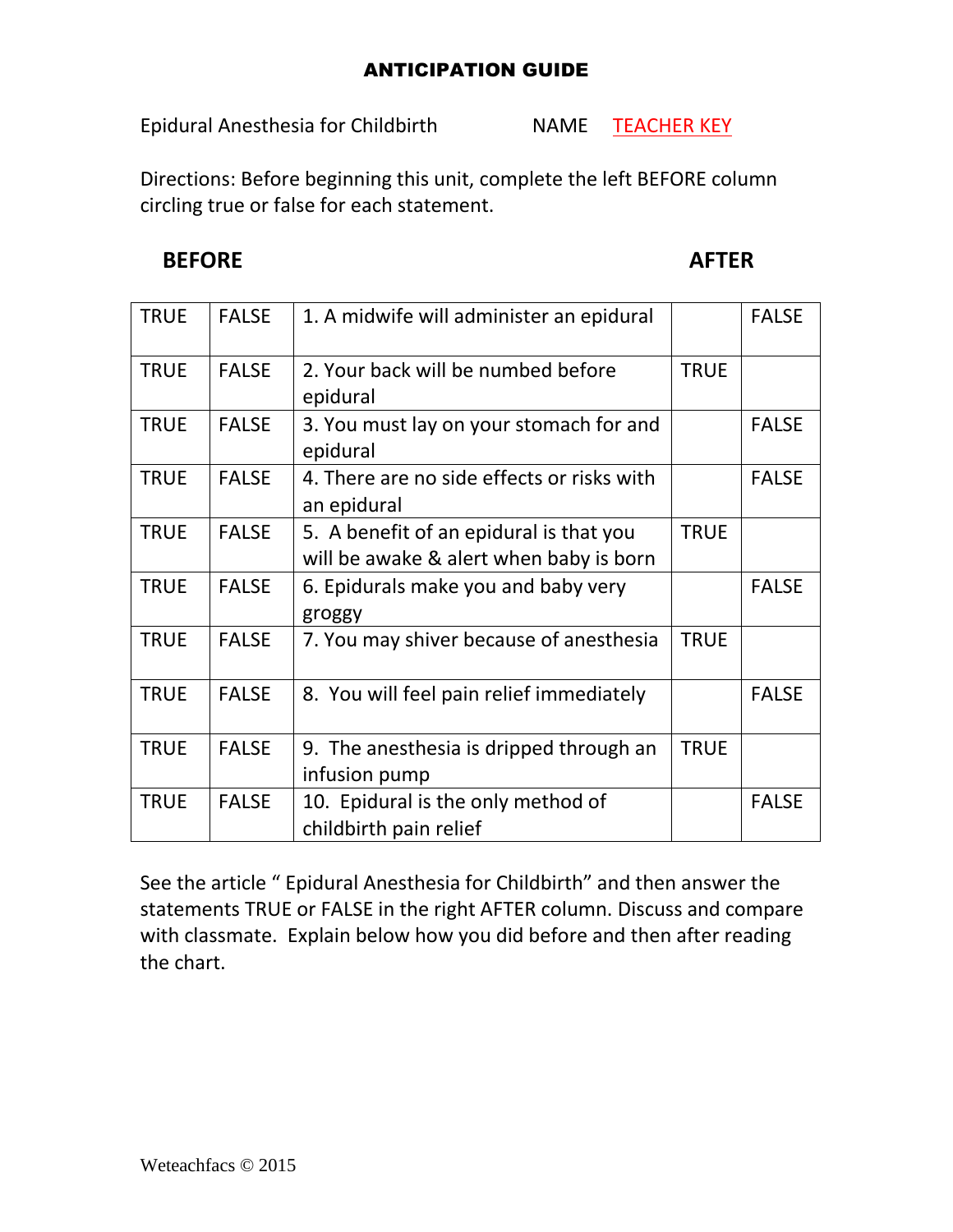# ANTICIPATION GUIDE

Epidural Anesthesia for Childbirth NAME TEACHER KEY

Directions: Before beginning this unit, complete the left BEFORE column circling true or false for each statement.

**BEFORE** **AFTER**

| | | | | |
|---|---|---|---|---|
| TRUE | FALSE | 1. A midwife will administer an epidural | | FALSE |
| TRUE | FALSE | 2. Your back will be numbed before epidural | TRUE | |
| TRUE | FALSE | 3. You must lay on your stomach for and epidural | | FALSE |
| TRUE | FALSE | 4. There are no side effects or risks with an epidural | | FALSE |
| TRUE | FALSE | 5. A benefit of an epidural is that you will be awake & alert when baby is born | TRUE | |
| TRUE | FALSE | 6. Epidurals make you and baby very groggy | | FALSE |
| TRUE | FALSE | 7. You may shiver because of anesthesia | TRUE | |
| TRUE | FALSE | 8. You will feel pain relief immediately | | FALSE |
| TRUE | FALSE | 9. The anesthesia is dripped through an infusion pump | TRUE | |
| TRUE | FALSE | 10. Epidural is the only method of childbirth pain relief | | FALSE |

See the article " Epidural Anesthesia for Childbirth" and then answer the statements TRUE or FALSE in the right AFTER column. Discuss and compare with classmate. Explain below how you did before and then after reading the chart.

Weteachfacs © 2015